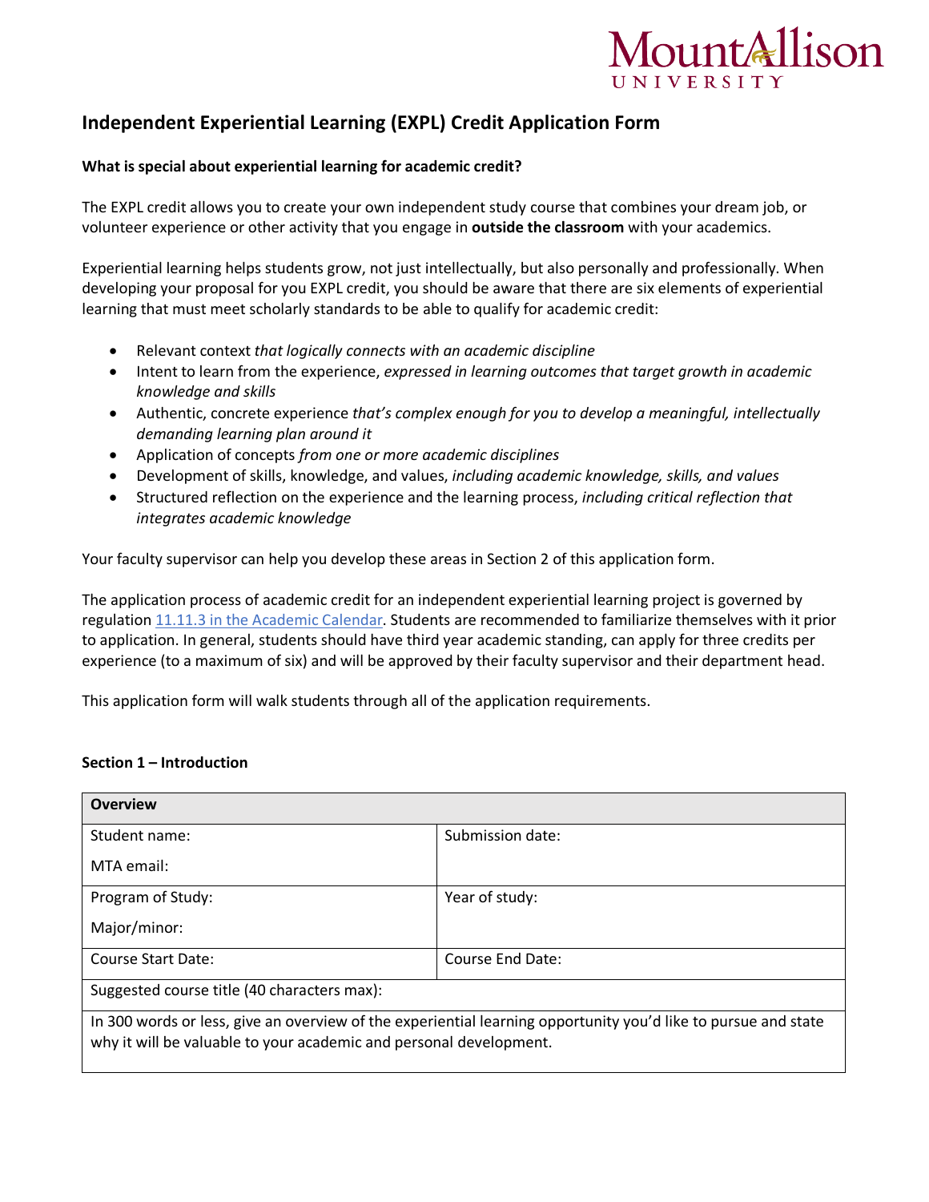Mount Allison University

# Independent Experiential Learning (EXPL) Credit Application Form

**What is special about experiential learning for academic credit?**

The EXPL credit allows you to create your own independent study course that combines your dream job, or volunteer experience or other activity that you engage in **outside the classroom** with your academics.

Experiential learning helps students grow, not just intellectually, but also personally and professionally. When developing your proposal for you EXPL credit, you should be aware that there are six elements of experiential learning that must meet scholarly standards to be able to qualify for academic credit:

- Relevant context *that logically connects with an academic discipline*
- Intent to learn from the experience, *expressed in learning outcomes that target growth in academic knowledge and skills*
- Authentic, concrete experience *that's complex enough for you to develop a meaningful, intellectually demanding learning plan around it*
- Application of concepts *from one or more academic disciplines*
- Development of skills, knowledge, and values, *including academic knowledge, skills, and values*
- Structured reflection on the experience and the learning process, *including critical reflection that integrates academic knowledge*

Your faculty supervisor can help you develop these areas in Section 2 of this application form.

The application process of academic credit for an independent experiential learning project is governed by regulation [11.11.3 in the Academic Calendar](). Students are recommended to familiarize themselves with it prior to application. In general, students should have third year academic standing, can apply for three credits per experience (to a maximum of six) and will be approved by their faculty supervisor and their department head.

This application form will walk students through all of the application requirements.

**Section 1 – Introduction**

| **Overview** | |
|---|---|
| Student name:<br>MTA email: | Submission date: |
| Program of Study:<br>Major/minor: | Year of study: |
| Course Start Date: | Course End Date: |
| Suggested course title (40 characters max): | |
| In 300 words or less, give an overview of the experiential learning opportunity you'd like to pursue and state why it will be valuable to your academic and personal development. | |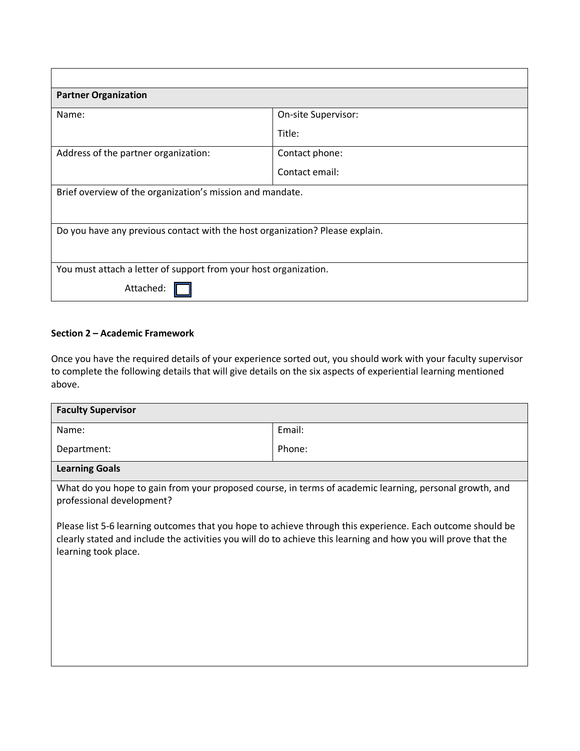| | |
|---|---|
| **Partner Organization** | |
| Name: | On-site Supervisor:<br><br>Title: |
| Address of the partner organization: | Contact phone:<br><br>Contact email: |
| Brief overview of the organization's mission and mandate. | |
| Do you have any previous contact with the host organization? Please explain. | |
| You must attach a letter of support from your host organization.<br><br>Attached: ☐ | |

**Section 2 – Academic Framework**

Once you have the required details of your experience sorted out, you should work with your faculty supervisor to complete the following details that will give details on the six aspects of experiential learning mentioned above.

| **Faculty Supervisor** | |
|---|---|
| Name:<br><br>Department: | Email:<br><br>Phone: |
| **Learning Goals** | |
| What do you hope to gain from your proposed course, in terms of academic learning, personal growth, and professional development?<br><br>Please list 5-6 learning outcomes that you hope to achieve through this experience. Each outcome should be clearly stated and include the activities you will do to achieve this learning and how you will prove that the learning took place. | |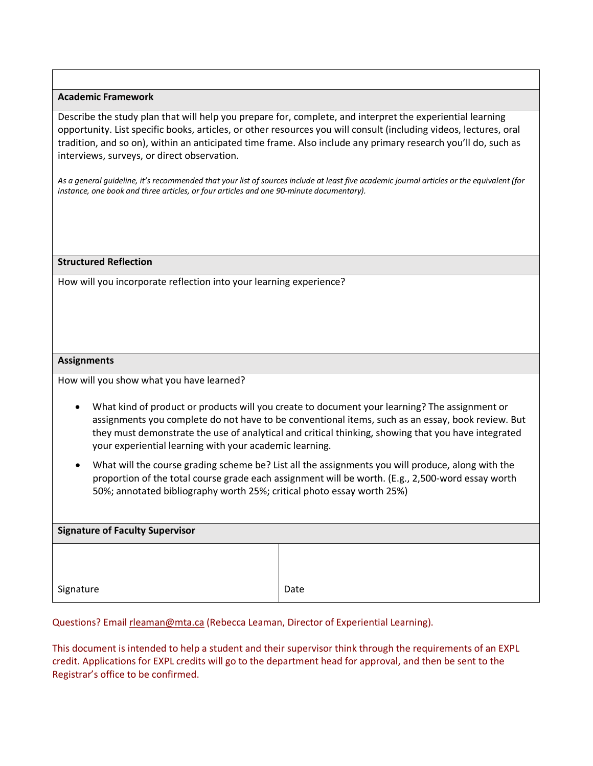## Academic Framework

Describe the study plan that will help you prepare for, complete, and interpret the experiential learning opportunity. List specific books, articles, or other resources you will consult (including videos, lectures, oral tradition, and so on), within an anticipated time frame. Also include any primary research you'll do, such as interviews, surveys, or direct observation.

*As a general guideline, it's recommended that your list of sources include at least five academic journal articles or the equivalent (for instance, one book and three articles, or four articles and one 90-minute documentary).*

## Structured Reflection

How will you incorporate reflection into your learning experience?

## Assignments

How will you show what you have learned?

- What kind of product or products will you create to document your learning? The assignment or assignments you complete do not have to be conventional items, such as an essay, book review. But they must demonstrate the use of analytical and critical thinking, showing that you have integrated your experiential learning with your academic learning.
- What will the course grading scheme be? List all the assignments you will produce, along with the proportion of the total course grade each assignment will be worth. (E.g., 2,500-word essay worth 50%; annotated bibliography worth 25%; critical photo essay worth 25%)

## Signature of Faculty Supervisor

| | |
|---|---|
| Signature | Date |

Questions? Email rleaman@mta.ca (Rebecca Leaman, Director of Experiential Learning).

This document is intended to help a student and their supervisor think through the requirements of an EXPL credit. Applications for EXPL credits will go to the department head for approval, and then be sent to the Registrar's office to be confirmed.